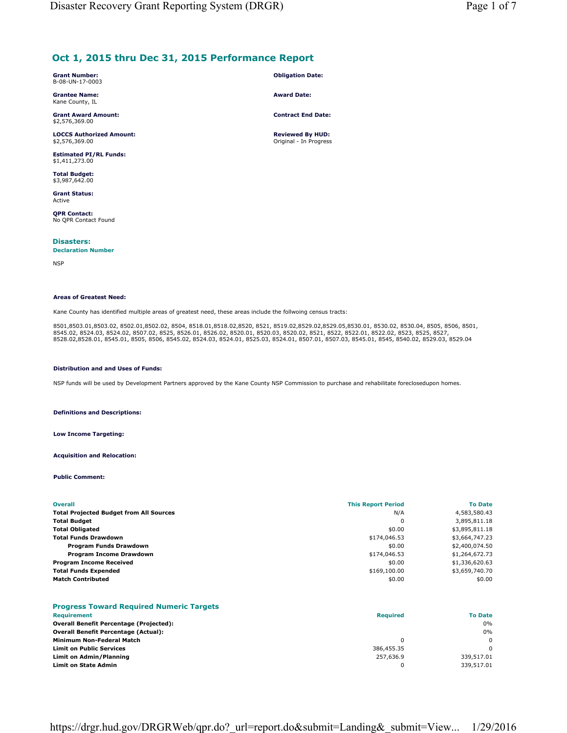## Oct 1, 2015 thru Dec 31, 2015 Performance Report

**Grant Number:**
B-08-UN-17-0003

**Grantee Name:**
Kane County, IL

**Grant Award Amount:**
$2,576,369.00

**LOCCS Authorized Amount:**
$2,576,369.00

**Estimated PI/RL Funds:**
$1,411,273.00

**Total Budget:**
$3,987,642.00

**Grant Status:**
Active

**QPR Contact:**
No QPR Contact Found

**Obligation Date:**

**Award Date:**

**Contract End Date:**

**Reviewed By HUD:**
Original - In Progress

### Disasters:

**Declaration Number**

NSP

**Areas of Greatest Need:**

Kane County has identified multiple areas of greatest need, these areas include the follwoing census tracts:

8501,8503.01,8503.02, 8502.01,8502.02, 8504, 8518.01,8518.02,8520, 8521, 8519.02,8529.02,8529.05,8530.01, 8530.02, 8530.04, 8505, 8506, 8501, 8545.02, 8524.03, 8524.02, 8507.02, 8525, 8526.01, 8526.02, 8520.01, 8520.03, 8520.02, 8521, 8522, 8522.01, 8522.02, 8523, 8525, 8527, 8528.02,8528.01, 8545.01, 8505, 8506, 8545.02, 8524.03, 8524.01, 8525.03, 8524.01, 8507.01, 8507.03, 8545.01, 8545, 8540.02, 8529.03, 8529.04

**Distribution and and Uses of Funds:**

NSP funds will be used by Development Partners approved by the Kane County NSP Commission to purchase and rehabilitate foreclosedupon homes.

**Definitions and Descriptions:**

**Low Income Targeting:**

**Acquisition and Relocation:**

**Public Comment:**

| Overall | This Report Period | To Date |
|---|---|---|
| **Total Projected Budget from All Sources** | N/A | 4,583,580.43 |
| **Total Budget** | 0 | 3,895,811.18 |
| **Total Obligated** | $0.00 | $3,895,811.18 |
| **Total Funds Drawdown** | $174,046.53 | $3,664,747.23 |
| **Program Funds Drawdown** | $0.00 | $2,400,074.50 |
| **Program Income Drawdown** | $174,046.53 | $1,264,672.73 |
| **Program Income Received** | $0.00 | $1,336,620.63 |
| **Total Funds Expended** | $169,100.00 | $3,659,740.70 |
| **Match Contributed** | $0.00 | $0.00 |

### Progress Toward Required Numeric Targets

| Requirement | Required | To Date |
|---|---|---|
| **Overall Benefit Percentage (Projected):** | | 0% |
| **Overall Benefit Percentage (Actual):** | | 0% |
| **Minimum Non-Federal Match** | 0 | 0 |
| **Limit on Public Services** | 386,455.35 | 0 |
| **Limit on Admin/Planning** | 257,636.9 | 339,517.01 |
| **Limit on State Admin** | 0 | 339,517.01 |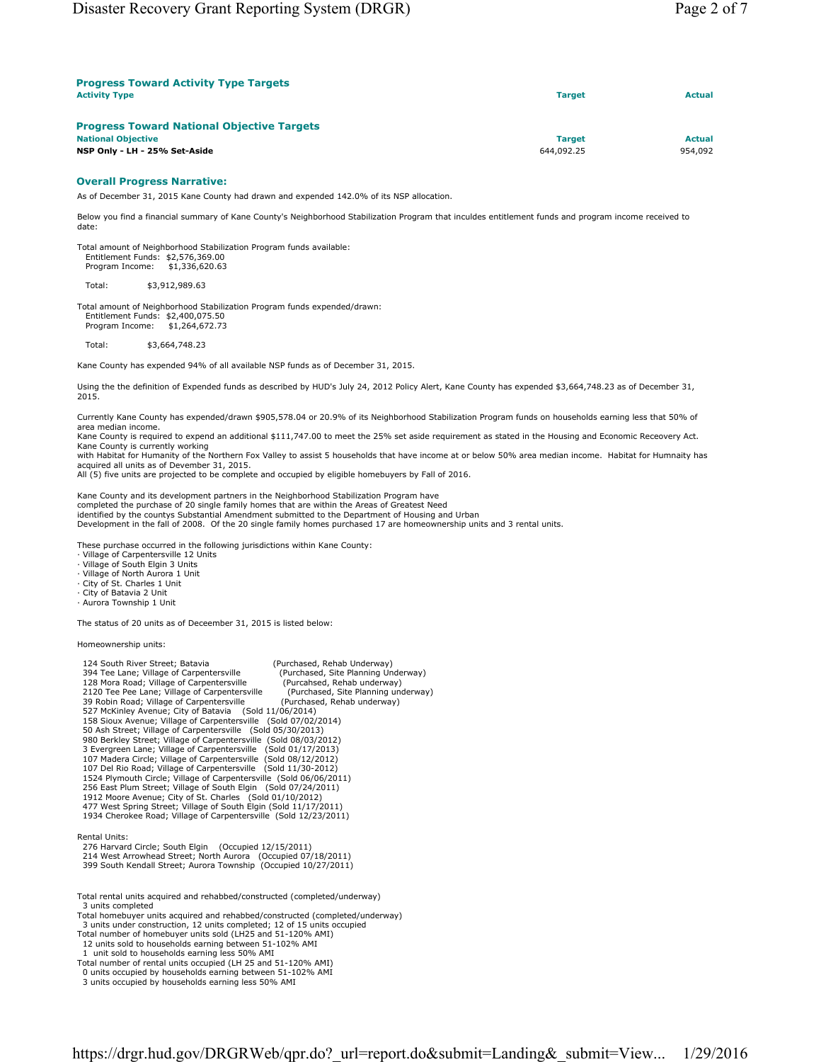### Progress Toward Activity Type Targets

| Activity Type | Target | Actual |
|---|---|---|

### Progress Toward National Objective Targets

| National Objective | Target | Actual |
|---|---|---|
| **NSP Only - LH - 25% Set-Aside** | 644,092.25 | 954,092 |

### Overall Progress Narrative:

As of December 31, 2015 Kane County had drawn and expended 142.0% of its NSP allocation.

Below you find a financial summary of Kane County's Neighborhood Stabilization Program that inculdes entitlement funds and program income received to date:

Total amount of Neighborhood Stabilization Program funds available:
Entitlement Funds: $2,576,369.00
Program Income: $1,336,620.63

Total: $3,912,989.63

Total amount of Neighborhood Stabilization Program funds expended/drawn:
Entitlement Funds: $2,400,075.50
Program Income: $1,264,672.73

Total: $3,664,748.23

Kane County has expended 94% of all available NSP funds as of December 31, 2015.

Using the the definition of Expended funds as described by HUD's July 24, 2012 Policy Alert, Kane County has expended $3,664,748.23 as of December 31, 2015.

Currently Kane County has expended/drawn $905,578.04 or 20.9% of its Neighborhood Stabilization Program funds on households earning less that 50% of area median income.
Kane County is required to expend an additional $111,747.00 to meet the 25% set aside requirement as stated in the Housing and Economic Receovery Act.
Kane County is currently working
with Habitat for Humanity of the Northern Fox Valley to assist 5 households that have income at or below 50% area median income. Habitat for Humnaity has acquired all units as of Devember 31, 2015.
All (5) five units are projected to be complete and occupied by eligible homebuyers by Fall of 2016.

Kane County and its development partners in the Neighborhood Stabilization Program have
completed the purchase of 20 single family homes that are within the Areas of Greatest Need
identified by the countys Substantial Amendment submitted to the Department of Housing and Urban
Development in the fall of 2008. Of the 20 single family homes purchased 17 are homeownership units and 3 rental units.

These purchase occurred in the following jurisdictions within Kane County:
- Village of Carpentersville 12 Units
- Village of South Elgin 3 Units
- Village of North Aurora 1 Unit
- City of St. Charles 1 Unit
- City of Batavia 2 Unit
- Aurora Township 1 Unit

The status of 20 units as of Deceember 31, 2015 is listed below:

Homeownership units:

124 South River Street; Batavia (Purchased, Rehab Underway)
394 Tee Lane; Village of Carpentersville (Purchased, Site Planning Underway)
128 Mora Road; Village of Carpentersville (Purcahsed, Rehab underway)
2120 Tee Pee Lane; Village of Carpentersville (Purchased, Site Planning underway)
39 Robin Road; Village of Carpentersville (Purchased, Rehab underway)
527 McKinley Avenue; City of Batavia (Sold 11/06/2014)
158 Sioux Avenue; Village of Carpentersville (Sold 07/02/2014)
50 Ash Street; Village of Carpentersville (Sold 05/30/2013)
980 Berkley Street; Village of Carpentersville (Sold 08/03/2012)
3 Evergreen Lane; Village of Carpentersville (Sold 01/17/2013)
107 Madera Circle; Village of Carpentersville (Sold 08/12/2012)
107 Del Rio Road; Village of Carpentersville (Sold 11/30-2012)
1524 Plymouth Circle; Village of Carpentersville (Sold 06/06/2011)
256 East Plum Street; Village of South Elgin (Sold 07/24/2011)
1912 Moore Avenue; City of St. Charles (Sold 01/10/2012)
477 West Spring Street; Village of South Elgin (Sold 11/17/2011)
1934 Cherokee Road; Village of Carpentersville (Sold 12/23/2011)

Rental Units:
276 Harvard Circle; South Elgin (Occupied 12/15/2011)
214 West Arrowhead Street; North Aurora (Occupied 07/18/2011)
399 South Kendall Street; Aurora Township (Occupied 10/27/2011)

Total rental units acquired and rehabbed/constructed (completed/underway)
3 units completed
Total homebuyer units acquired and rehabbed/constructed (completed/underway)
3 units under construction, 12 units completed; 12 of 15 units occupied
Total number of homebuyer units sold (LH25 and 51-120% AMI)
12 units sold to households earning between 51-102% AMI
1 unit sold to households earning less 50% AMI
Total number of rental units occupied (LH 25 and 51-120% AMI)
0 units occupied by households earning between 51-102% AMI
3 units occupied by households earning less 50% AMI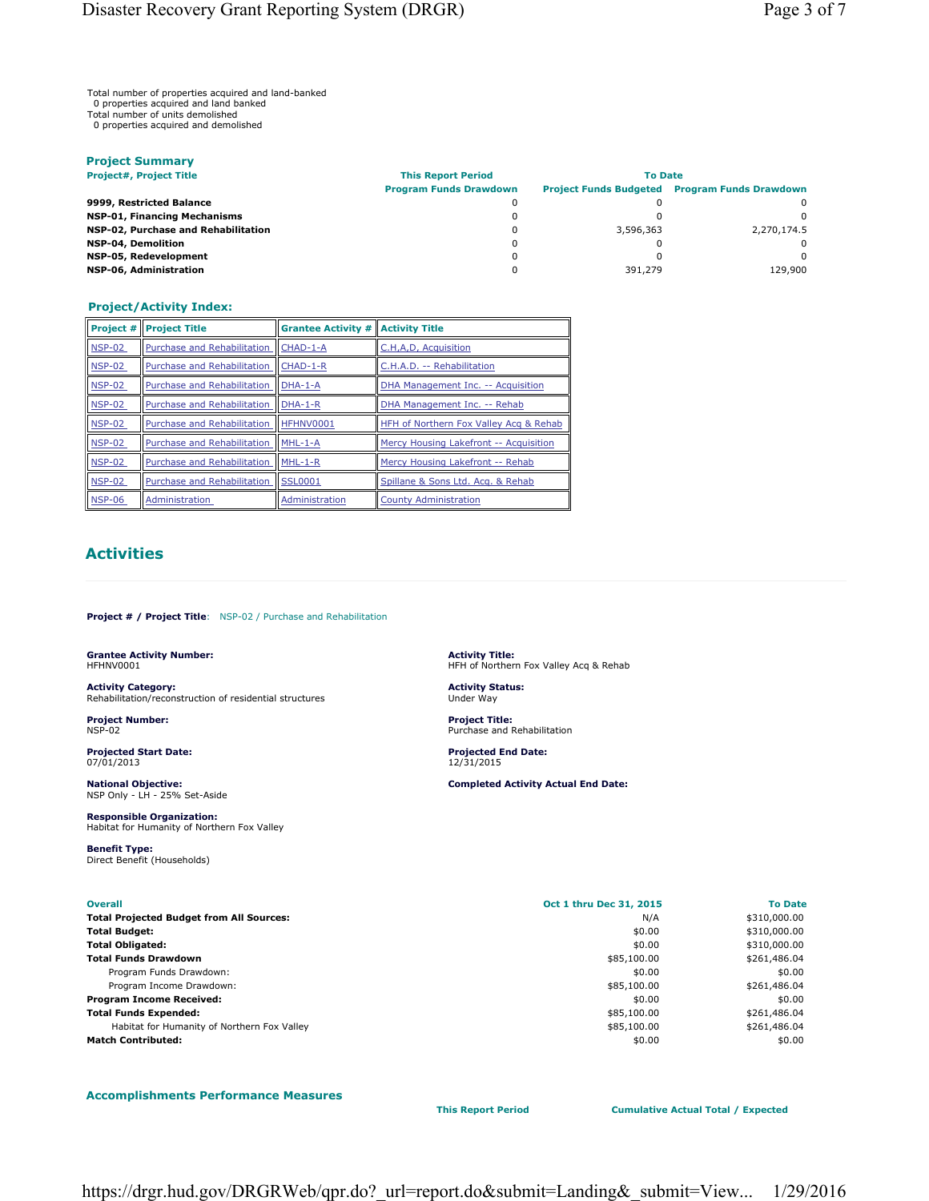Total number of properties acquired and land-banked
 0 properties acquired and land banked
Total number of units demolished
 0 properties acquired and demolished

### Project Summary

| Project#, Project Title | This Report Period | To Date | |
|---|---|---|---|
| | Program Funds Drawdown | Project Funds Budgeted | Program Funds Drawdown |
| **9999, Restricted Balance** | 0 | 0 | 0 |
| **NSP-01, Financing Mechanisms** | 0 | 0 | 0 |
| **NSP-02, Purchase and Rehabilitation** | 0 | 3,596,363 | 2,270,174.5 |
| **NSP-04, Demolition** | 0 | 0 | 0 |
| **NSP-05, Redevelopment** | 0 | 0 | 0 |
| **NSP-06, Administration** | 0 | 391,279 | 129,900 |

### Project/Activity Index:

| Project # | Project Title | Grantee Activity # | Activity Title |
|---|---|---|---|
| NSP-02 | Purchase and Rehabilitation | CHAD-1-A | C.H,A,D, Acquisition |
| NSP-02 | Purchase and Rehabilitation | CHAD-1-R | C.H.A.D. -- Rehabilitation |
| NSP-02 | Purchase and Rehabilitation | DHA-1-A | DHA Management Inc. -- Acquisition |
| NSP-02 | Purchase and Rehabilitation | DHA-1-R | DHA Management Inc. -- Rehab |
| NSP-02 | Purchase and Rehabilitation | HFHNV0001 | HFH of Northern Fox Valley Acq & Rehab |
| NSP-02 | Purchase and Rehabilitation | MHL-1-A | Mercy Housing Lakefront -- Acquisition |
| NSP-02 | Purchase and Rehabilitation | MHL-1-R | Mercy Housing Lakefront -- Rehab |
| NSP-02 | Purchase and Rehabilitation | SSL0001 | Spillane & Sons Ltd. Acq. & Rehab |
| NSP-06 | Administration | Administration | County Administration |

## Activities

**Project # / Project Title**: NSP-02 / Purchase and Rehabilitation

**Grantee Activity Number:**
HFHNV0001

**Activity Title:**
HFH of Northern Fox Valley Acq & Rehab

**Activity Category:**
Rehabilitation/reconstruction of residential structures

**Activity Status:**
Under Way

**Project Number:**
NSP-02

**Project Title:**
Purchase and Rehabilitation

**Projected Start Date:**
07/01/2013

**Projected End Date:**
12/31/2015

**National Objective:**
NSP Only - LH - 25% Set-Aside

**Completed Activity Actual End Date:**

**Responsible Organization:**
Habitat for Humanity of Northern Fox Valley

**Benefit Type:**
Direct Benefit (Households)

| Overall | Oct 1 thru Dec 31, 2015 | To Date |
|---|---|---|
| **Total Projected Budget from All Sources:** | N/A | $310,000.00 |
| **Total Budget:** | $0.00 | $310,000.00 |
| **Total Obligated:** | $0.00 | $310,000.00 |
| **Total Funds Drawdown** | $85,100.00 | $261,486.04 |
| Program Funds Drawdown: | $0.00 | $0.00 |
| Program Income Drawdown: | $85,100.00 | $261,486.04 |
| **Program Income Received:** | $0.00 | $0.00 |
| **Total Funds Expended:** | $85,100.00 | $261,486.04 |
| Habitat for Humanity of Northern Fox Valley | $85,100.00 | $261,486.04 |
| **Match Contributed:** | $0.00 | $0.00 |

### Accomplishments Performance Measures

| | This Report Period | Cumulative Actual Total / Expected |
|---|---|---|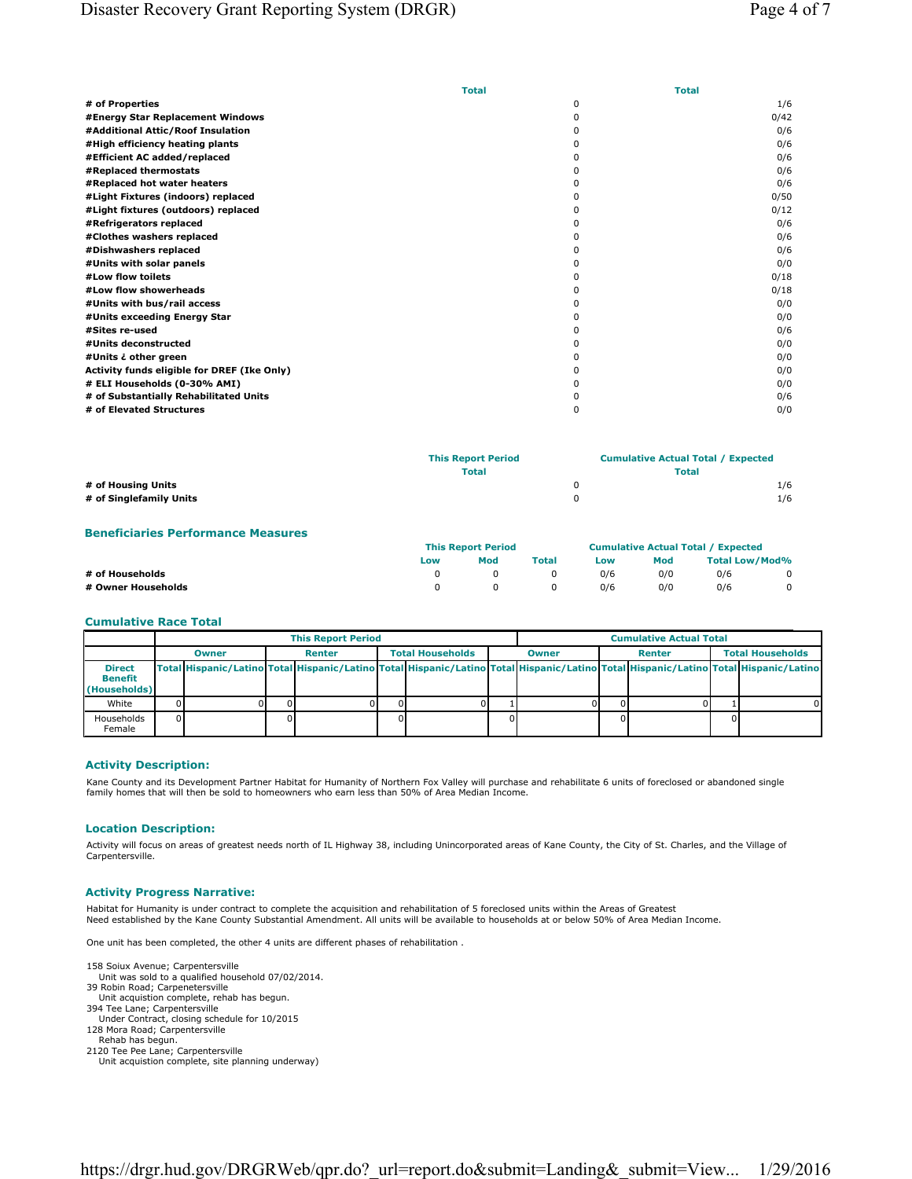| | Total | Total |
|---|---|---|
| # of Properties | 0 | 1/6 |
| #Energy Star Replacement Windows | 0 | 0/42 |
| #Additional Attic/Roof Insulation | 0 | 0/6 |
| #High efficiency heating plants | 0 | 0/6 |
| #Efficient AC added/replaced | 0 | 0/6 |
| #Replaced thermostats | 0 | 0/6 |
| #Replaced hot water heaters | 0 | 0/6 |
| #Light Fixtures (indoors) replaced | 0 | 0/50 |
| #Light fixtures (outdoors) replaced | 0 | 0/12 |
| #Refrigerators replaced | 0 | 0/6 |
| #Clothes washers replaced | 0 | 0/6 |
| #Dishwashers replaced | 0 | 0/6 |
| #Units with solar panels | 0 | 0/0 |
| #Low flow toilets | 0 | 0/18 |
| #Low flow showerheads | 0 | 0/18 |
| #Units with bus/rail access | 0 | 0/0 |
| #Units exceeding Energy Star | 0 | 0/0 |
| #Sites re-used | 0 | 0/6 |
| #Units deconstructed | 0 | 0/0 |
| #Units ¿ other green | 0 | 0/0 |
| Activity funds eligible for DREF (Ike Only) | 0 | 0/0 |
| # ELI Households (0-30% AMI) | 0 | 0/0 |
| # of Substantially Rehabilitated Units | 0 | 0/6 |
| # of Elevated Structures | 0 | 0/0 |

| | This Report Period | Cumulative Actual Total / Expected |
|---|---|---|
| | Total | Total |
| # of Housing Units | 0 | 1/6 |
| # of Singlefamily Units | 0 | 1/6 |

## Beneficiaries Performance Measures

| | This Report Period | | | Cumulative Actual Total / Expected | | | |
|---|---|---|---|---|---|---|---|
| | Low | Mod | Total | Low | Mod | Total Low/Mod% | |
| # of Households | 0 | 0 | 0 | 0/6 | 0/0 | 0/6 | 0 |
| # Owner Households | 0 | 0 | 0 | 0/6 | 0/0 | 0/6 | 0 |

## Cumulative Race Total

| | This Report Period | | | | | | Cumulative Actual Total | | | | | |
|---|---|---|---|---|---|---|---|---|---|---|---|---|
| | Owner | | Renter | | Total Households | | Owner | | Renter | | Total Households | |
| Direct Benefit (Households) | Total | Hispanic/Latino | Total | Hispanic/Latino | Total | Hispanic/Latino | Total | Hispanic/Latino | Total | Hispanic/Latino | Total | Hispanic/Latino |
| White | 0 | 0 | 0 | 0 | 0 | 0 | 1 | 0 | 0 | 0 | 1 | 0 |
| Households Female | 0 | | 0 | | 0 | | 0 | | 0 | | 0 | |

### Activity Description:

Kane County and its Development Partner Habitat for Humanity of Northern Fox Valley will purchase and rehabilitate 6 units of foreclosed or abandoned single family homes that will then be sold to homeowners who earn less than 50% of Area Median Income.

### Location Description:

Activity will focus on areas of greatest needs north of IL Highway 38, including Unincorporated areas of Kane County, the City of St. Charles, and the Village of Carpentersville.

### Activity Progress Narrative:

Habitat for Humanity is under contract to complete the acquisition and rehabilitation of 5 foreclosed units within the Areas of Greatest Need established by the Kane County Substantial Amendment. All units will be available to households at or below 50% of Area Median Income.

One unit has been completed, the other 4 units are different phases of rehabilitation .

158 Soiux Avenue; Carpentersville
   Unit was sold to a qualified household 07/02/2014.
39 Robin Road; Carpenetersville
   Unit acquistion complete, rehab has begun.
394 Tee Lane; Carpentersville
   Under Contract, closing schedule for 10/2015
128 Mora Road; Carpentersville
   Rehab has begun.
2120 Tee Pee Lane; Carpentersville
   Unit acquistion complete, site planning underway)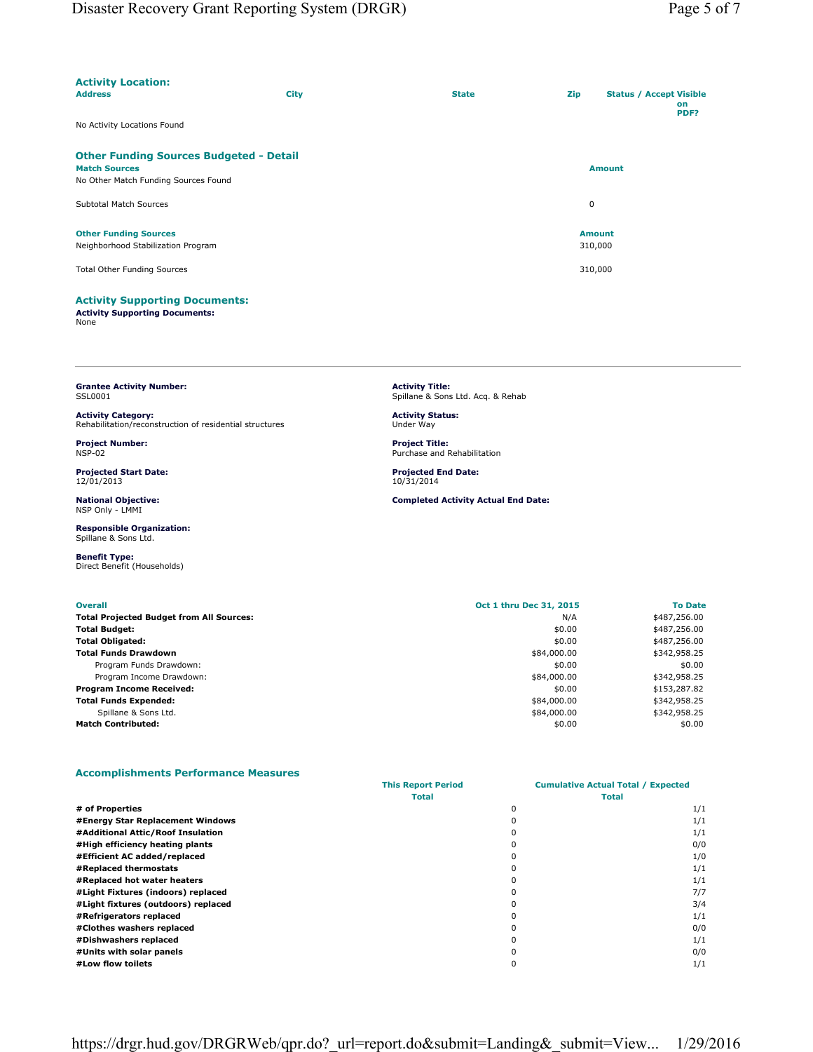### Activity Location:

| Address | City | State | Zip | Status / Accept Visible on PDF? |
|---|---|---|---|---|
| No Activity Locations Found | | | | |

### Other Funding Sources Budgeted - Detail

| Match Sources | Amount |
|---|---|
| No Other Match Funding Sources Found | |
| Subtotal Match Sources | 0 |

| Other Funding Sources | Amount |
|---|---|
| Neighborhood Stabilization Program | 310,000 |
| Total Other Funding Sources | 310,000 |

### Activity Supporting Documents:

**Activity Supporting Documents:**
None

---

**Grantee Activity Number:**
SSL0001

**Activity Title:**
Spillane & Sons Ltd. Acq. & Rehab

**Activity Category:**
Rehabilitation/reconstruction of residential structures

**Activity Status:**
Under Way

**Project Number:**
NSP-02

**Project Title:**
Purchase and Rehabilitation

**Projected Start Date:**
12/01/2013

**Projected End Date:**
10/31/2014

**National Objective:**
NSP Only - LMMI

**Completed Activity Actual End Date:**

**Responsible Organization:**
Spillane & Sons Ltd.

**Benefit Type:**
Direct Benefit (Households)

| Overall | Oct 1 thru Dec 31, 2015 | To Date |
|---|---|---|
| **Total Projected Budget from All Sources:** | N/A | $487,256.00 |
| **Total Budget:** | $0.00 | $487,256.00 |
| **Total Obligated:** | $0.00 | $487,256.00 |
| **Total Funds Drawdown** | $84,000.00 | $342,958.25 |
| Program Funds Drawdown: | $0.00 | $0.00 |
| Program Income Drawdown: | $84,000.00 | $342,958.25 |
| **Program Income Received:** | $0.00 | $153,287.82 |
| **Total Funds Expended:** | $84,000.00 | $342,958.25 |
| Spillane & Sons Ltd. | $84,000.00 | $342,958.25 |
| **Match Contributed:** | $0.00 | $0.00 |

### Accomplishments Performance Measures

| | This Report Period Total | Cumulative Actual Total / Expected Total |
|---|---|---|
| **# of Properties** | 0 | 1/1 |
| **#Energy Star Replacement Windows** | 0 | 1/1 |
| **#Additional Attic/Roof Insulation** | 0 | 1/1 |
| **#High efficiency heating plants** | 0 | 0/0 |
| **#Efficient AC added/replaced** | 0 | 1/0 |
| **#Replaced thermostats** | 0 | 1/1 |
| **#Replaced hot water heaters** | 0 | 1/1 |
| **#Light Fixtures (indoors) replaced** | 0 | 7/7 |
| **#Light fixtures (outdoors) replaced** | 0 | 3/4 |
| **#Refrigerators replaced** | 0 | 1/1 |
| **#Clothes washers replaced** | 0 | 0/0 |
| **#Dishwashers replaced** | 0 | 1/1 |
| **#Units with solar panels** | 0 | 0/0 |
| **#Low flow toilets** | 0 | 1/1 |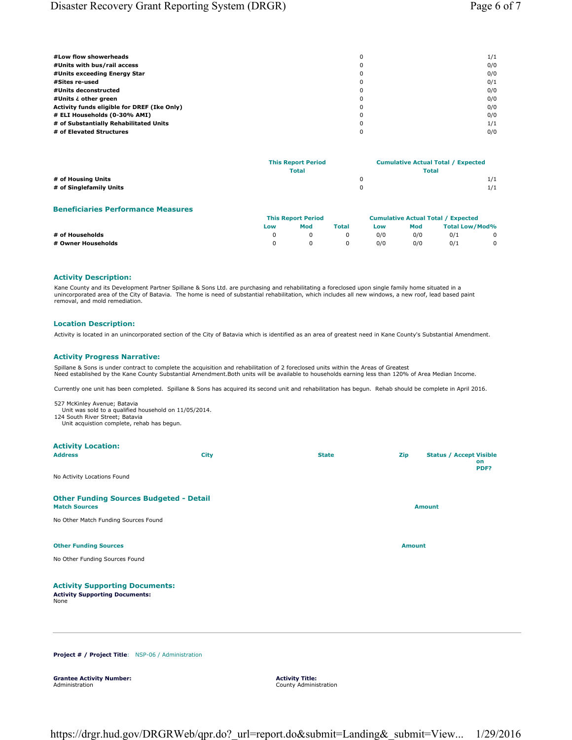| | | |
|---|---|---|
| #Low flow showerheads | 0 | 1/1 |
| #Units with bus/rail access | 0 | 0/0 |
| #Units exceeding Energy Star | 0 | 0/0 |
| #Sites re-used | 0 | 0/1 |
| #Units deconstructed | 0 | 0/0 |
| #Units ¿ other green | 0 | 0/0 |
| Activity funds eligible for DREF (Ike Only) | 0 | 0/0 |
| # ELI Households (0-30% AMI) | 0 | 0/0 |
| # of Substantially Rehabilitated Units | 0 | 1/1 |
| # of Elevated Structures | 0 | 0/0 |

| | This Report Period | Cumulative Actual Total / Expected |
|---|---|---|
| | Total | Total |
| # of Housing Units | 0 | 1/1 |
| # of Singlefamily Units | 0 | 1/1 |

## Beneficiaries Performance Measures

| | This Report Period | | | Cumulative Actual Total / Expected | | | |
|---|---|---|---|---|---|---|---|
| | Low | Mod | Total | Low | Mod | Total | Low/Mod% |
| # of Households | 0 | 0 | 0 | 0/0 | 0/0 | 0/1 | 0 |
| # Owner Households | 0 | 0 | 0 | 0/0 | 0/0 | 0/1 | 0 |

## Activity Description:

Kane County and its Development Partner Spillane & Sons Ltd. are purchasing and rehabilitating a foreclosed upon single family home situated in a unincorporated area of the City of Batavia. The home is need of substantial rehabilitation, which includes all new windows, a new roof, lead based paint removal, and mold remediation.

## Location Description:

Activity is located in an unincorporated section of the City of Batavia which is identified as an area of greatest need in Kane County's Substantial Amendment.

## Activity Progress Narrative:

Spillane & Sons is under contract to complete the acquisition and rehabilitation of 2 foreclosed units within the Areas of Greatest Need established by the Kane County Substantial Amendment.Both units will be available to households earning less than 120% of Area Median Income.

Currently one unit has been completed. Spillane & Sons has acquired its second unit and rehabilitation has begun. Rehab should be complete in April 2016.

527 McKinley Avenue; Batavia
  Unit was sold to a qualified household on 11/05/2014.
124 South River Street; Batavia
  Unit acquistion complete, rehab has begun.

## Activity Location:

| Address | City | State | Zip | Status / Accept Visible on PDF? |
|---|---|---|---|---|

No Activity Locations Found

## Other Funding Sources Budgeted - Detail

| Match Sources | Amount |
|---|---|

No Other Match Funding Sources Found

| Other Funding Sources | Amount |
|---|---|

No Other Funding Sources Found

## Activity Supporting Documents:

**Activity Supporting Documents:**
None

---

**Project # / Project Title**: NSP-06 / Administration

**Grantee Activity Number:**
Administration

**Activity Title:**
County Administration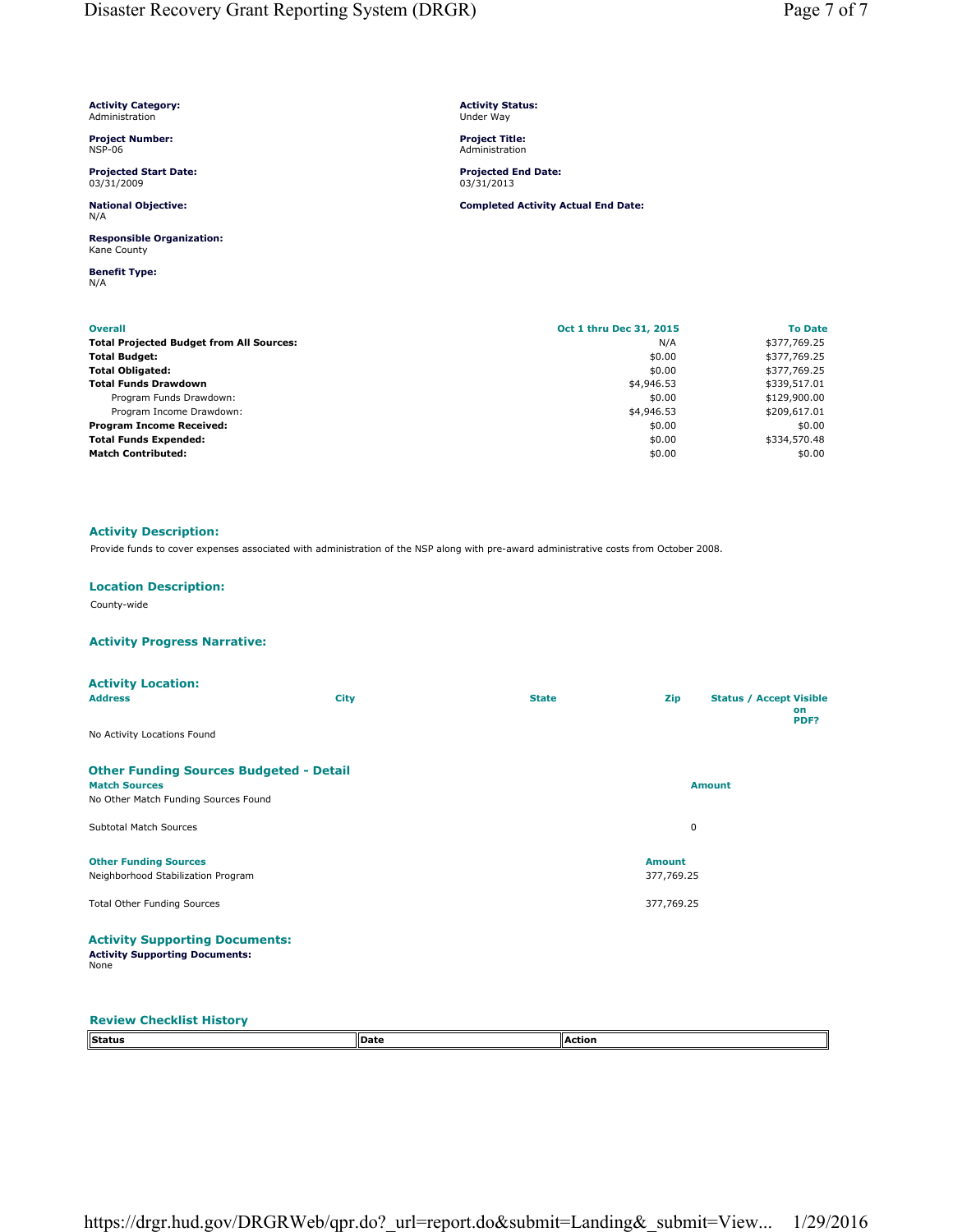**Activity Category:**
Administration

**Activity Status:**
Under Way

**Project Number:**
NSP-06

**Project Title:**
Administration

**Projected Start Date:**
03/31/2009

**Projected End Date:**
03/31/2013

**National Objective:**
N/A

**Completed Activity Actual End Date:**

**Responsible Organization:**
Kane County

**Benefit Type:**
N/A

| Overall | Oct 1 thru Dec 31, 2015 | To Date |
|---|---|---|
| **Total Projected Budget from All Sources:** | N/A | $377,769.25 |
| **Total Budget:** | $0.00 | $377,769.25 |
| **Total Obligated:** | $0.00 | $377,769.25 |
| **Total Funds Drawdown** | $4,946.53 | $339,517.01 |
| Program Funds Drawdown: | $0.00 | $129,900.00 |
| Program Income Drawdown: | $4,946.53 | $209,617.01 |
| **Program Income Received:** | $0.00 | $0.00 |
| **Total Funds Expended:** | $0.00 | $334,570.48 |
| **Match Contributed:** | $0.00 | $0.00 |

### Activity Description:

Provide funds to cover expenses associated with administration of the NSP along with pre-award administrative costs from October 2008.

### Location Description:

County-wide

### Activity Progress Narrative:

### Activity Location:

| Address | City | State | Zip | Status / Accept Visible on PDF? |
|---|---|---|---|---|

No Activity Locations Found

### Other Funding Sources Budgeted - Detail

| Match Sources | Amount |
|---|---|
| No Other Match Funding Sources Found | |
| Subtotal Match Sources | 0 |

| Other Funding Sources | Amount |
|---|---|
| Neighborhood Stabilization Program | 377,769.25 |
| Total Other Funding Sources | 377,769.25 |

### Activity Supporting Documents:

**Activity Supporting Documents:**
None

### Review Checklist History

| Status | Date | Action |
|---|---|---|